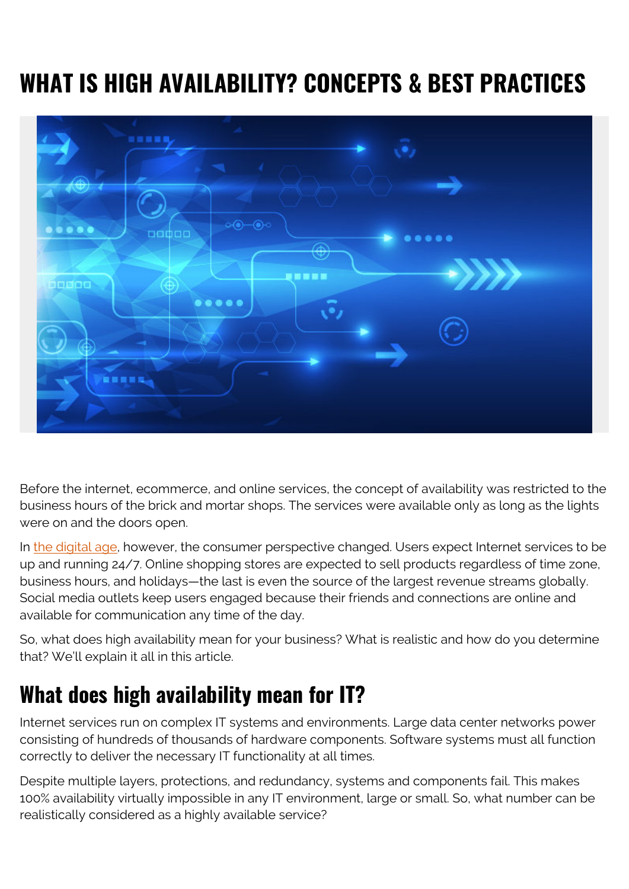# WHAT IS HIGH AVAILABILITY? CONCEPTS & BEST PRACTICES

Before the internet, ecommerce, and online services, the concept of availability was restricted to the business hours of the brick and mortar shops. The services were available only as long as the lights were on and the doors open.

In the digital age, however, the consumer perspective changed. Users expect Internet services to be up and running 24/7. Online shopping stores are expected to sell products regardless of time zone, business hours, and holidays—the last is even the source of the largest revenue streams globally. Social media outlets keep users engaged because their friends and connections are online and available for communication any time of the day.

So, what does high availability mean for your business? What is realistic and how do you determine that? We'll explain it all in this article.

## What does high availability mean for IT?

Internet services run on complex IT systems and environments. Large data center networks power consisting of hundreds of thousands of hardware components. Software systems must all function correctly to deliver the necessary IT functionality at all times.

Despite multiple layers, protections, and redundancy, systems and components fail. This makes 100% availability virtually impossible in any IT environment, large or small. So, what number can be realistically considered as a highly available service?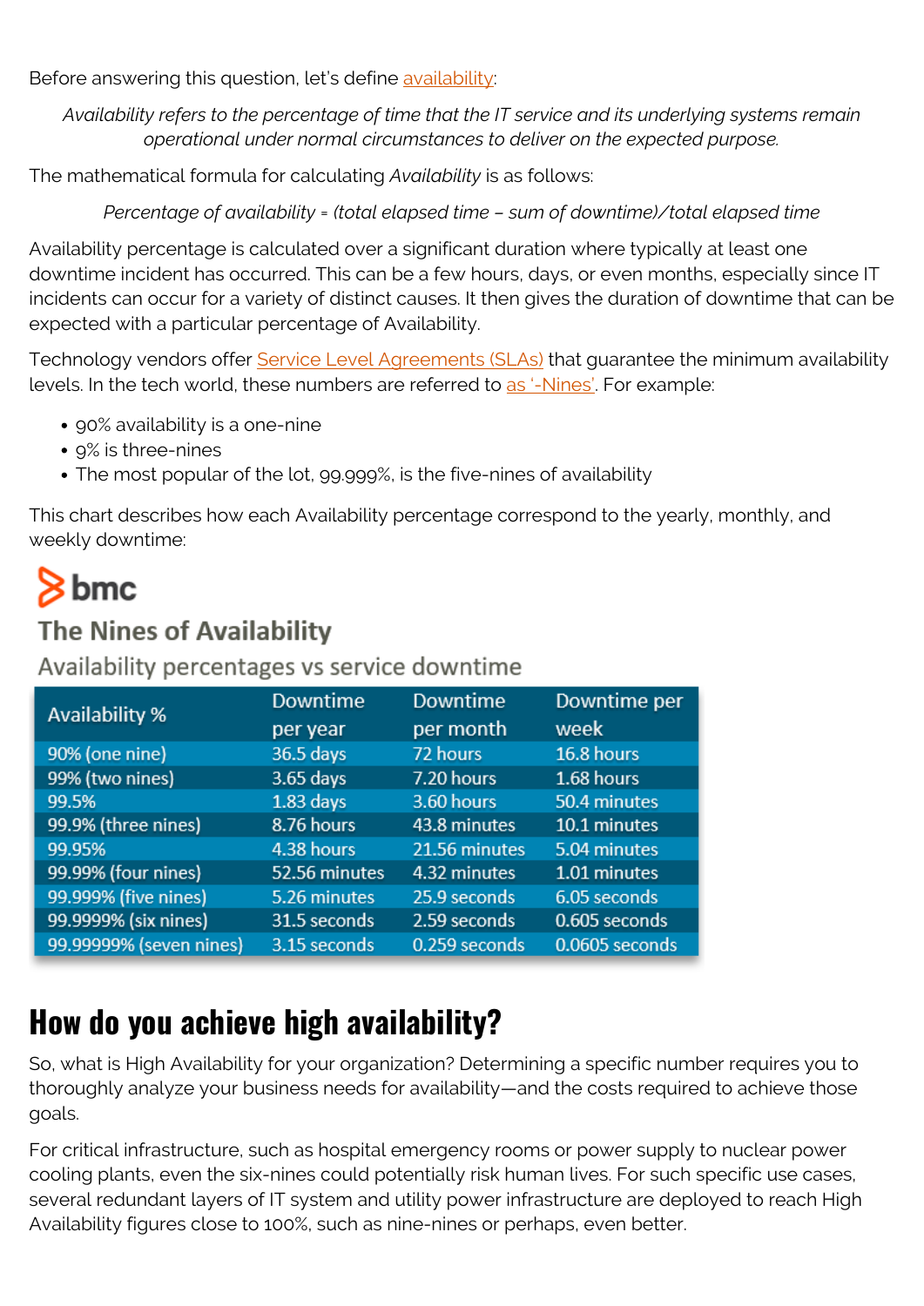Before answering this question, let's define availability:

*Availability refers to the percentage of time that the IT service and its underlying systems remain operational under normal circumstances to deliver on the expected purpose.*

The mathematical formula for calculating *Availability* is as follows:

*Percentage of availability = (total elapsed time – sum of downtime)/total elapsed time*

Availability percentage is calculated over a significant duration where typically at least one downtime incident has occurred. This can be a few hours, days, or even months, especially since IT incidents can occur for a variety of distinct causes. It then gives the duration of downtime that can be expected with a particular percentage of Availability.

Technology vendors offer Service Level Agreements (SLAs) that guarantee the minimum availability levels. In the tech world, these numbers are referred to as '-Nines'. For example:

- 90% availability is a one-nine
- 9% is three-nines
- The most popular of the lot, 99.999%, is the five-nines of availability

This chart describes how each Availability percentage correspond to the yearly, monthly, and weekly downtime:

bmc

**The Nines of Availability**

Availability percentages vs service downtime

| Availability % | Downtime per year | Downtime per month | Downtime per week |
|---|---|---|---|
| 90% (one nine) | 36.5 days | 72 hours | 16.8 hours |
| 99% (two nines) | 3.65 days | 7.20 hours | 1.68 hours |
| 99.5% | 1.83 days | 3.60 hours | 50.4 minutes |
| 99.9% (three nines) | 8.76 hours | 43.8 minutes | 10.1 minutes |
| 99.95% | 4.38 hours | 21.56 minutes | 5.04 minutes |
| 99.99% (four nines) | 52.56 minutes | 4.32 minutes | 1.01 minutes |
| 99.999% (five nines) | 5.26 minutes | 25.9 seconds | 6.05 seconds |
| 99.9999% (six nines) | 31.5 seconds | 2.59 seconds | 0.605 seconds |
| 99.99999% (seven nines) | 3.15 seconds | 0.259 seconds | 0.0605 seconds |

## How do you achieve high availability?

So, what is High Availability for your organization? Determining a specific number requires you to thoroughly analyze your business needs for availability—and the costs required to achieve those goals.

For critical infrastructure, such as hospital emergency rooms or power supply to nuclear power cooling plants, even the six-nines could potentially risk human lives. For such specific use cases, several redundant layers of IT system and utility power infrastructure are deployed to reach High Availability figures close to 100%, such as nine-nines or perhaps, even better.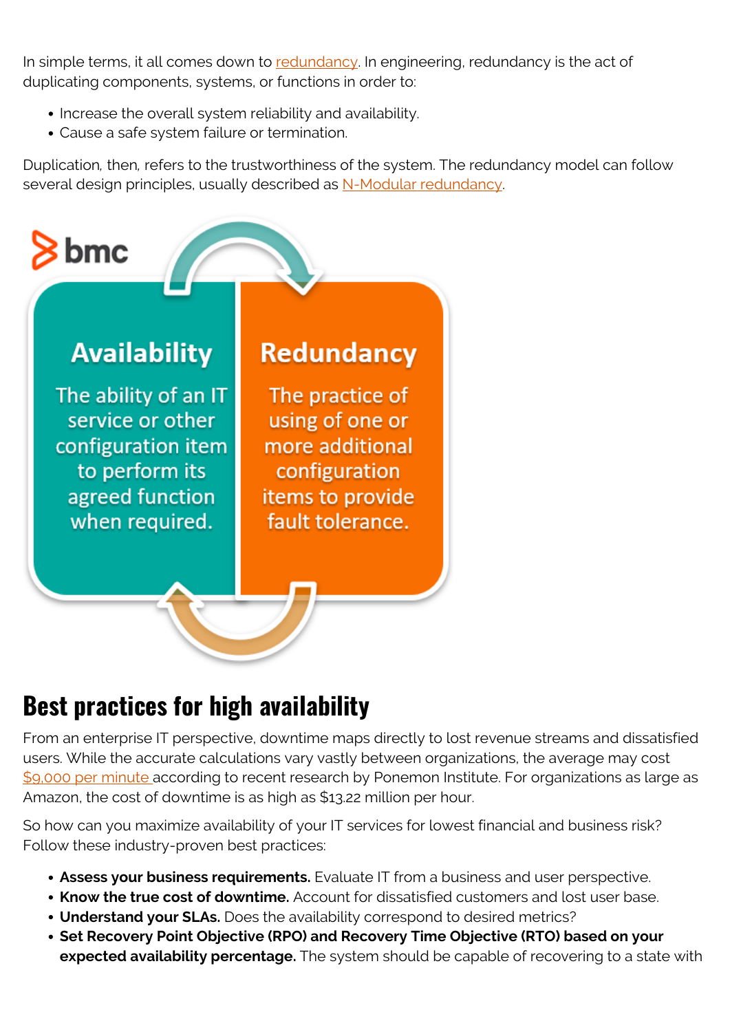In simple terms, it all comes down to redundancy. In engineering, redundancy is the act of duplicating components, systems, or functions in order to:

- Increase the overall system reliability and availability.
- Cause a safe system failure or termination.

Duplication, then, refers to the trustworthiness of the system. The redundancy model can follow several design principles, usually described as N-Modular redundancy.

**Availability**

The ability of an IT service or other configuration item to perform its agreed function when required.

**Redundancy**

The practice of using of one or more additional configuration items to provide fault tolerance.

## Best practices for high availability

From an enterprise IT perspective, downtime maps directly to lost revenue streams and dissatisfied users. While the accurate calculations vary vastly between organizations, the average may cost $9,000 per minute according to recent research by Ponemon Institute. For organizations as large as Amazon, the cost of downtime is as high as $13.22 million per hour.

So how can you maximize availability of your IT services for lowest financial and business risk? Follow these industry-proven best practices:

- **Assess your business requirements.** Evaluate IT from a business and user perspective.
- **Know the true cost of downtime.** Account for dissatisfied customers and lost user base.
- **Understand your SLAs.** Does the availability correspond to desired metrics?
- **Set Recovery Point Objective (RPO) and Recovery Time Objective (RTO) based on your expected availability percentage.** The system should be capable of recovering to a state with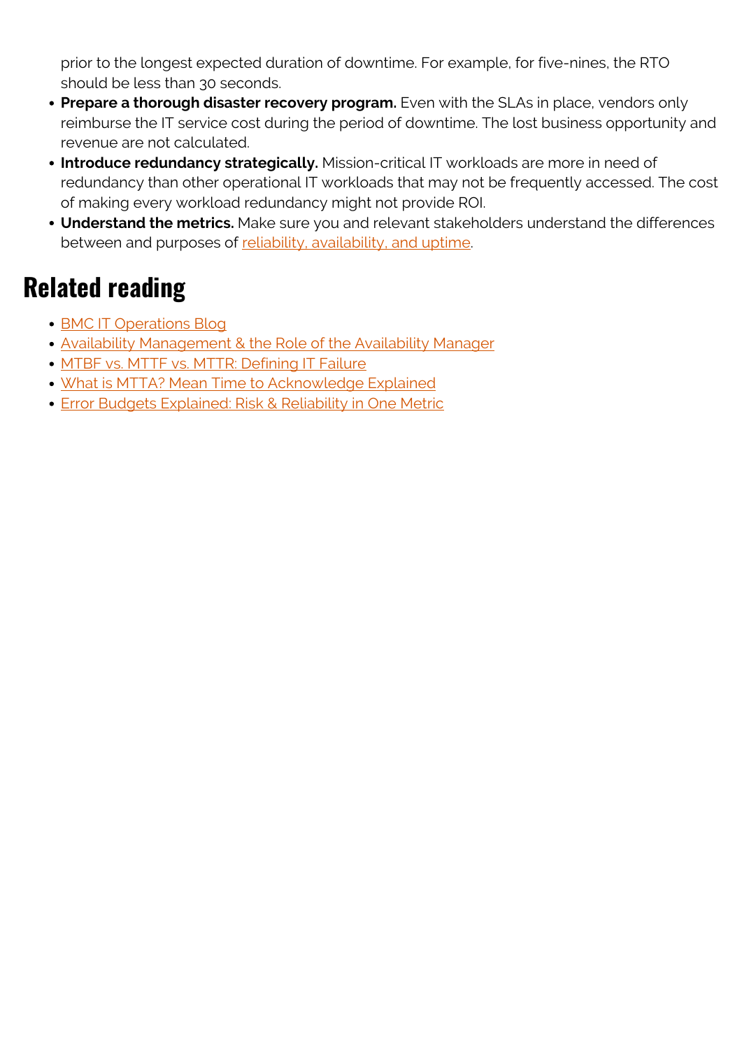prior to the longest expected duration of downtime. For example, for five-nines, the RTO should be less than 30 seconds.

- **Prepare a thorough disaster recovery program.** Even with the SLAs in place, vendors only reimburse the IT service cost during the period of downtime. The lost business opportunity and revenue are not calculated.
- **Introduce redundancy strategically.** Mission-critical IT workloads are more in need of redundancy than other operational IT workloads that may not be frequently accessed. The cost of making every workload redundancy might not provide ROI.
- **Understand the metrics.** Make sure you and relevant stakeholders understand the differences between and purposes of reliability, availability, and uptime.

## Related reading

- BMC IT Operations Blog
- Availability Management & the Role of the Availability Manager
- MTBF vs. MTTF vs. MTTR: Defining IT Failure
- What is MTTA? Mean Time to Acknowledge Explained
- Error Budgets Explained: Risk & Reliability in One Metric